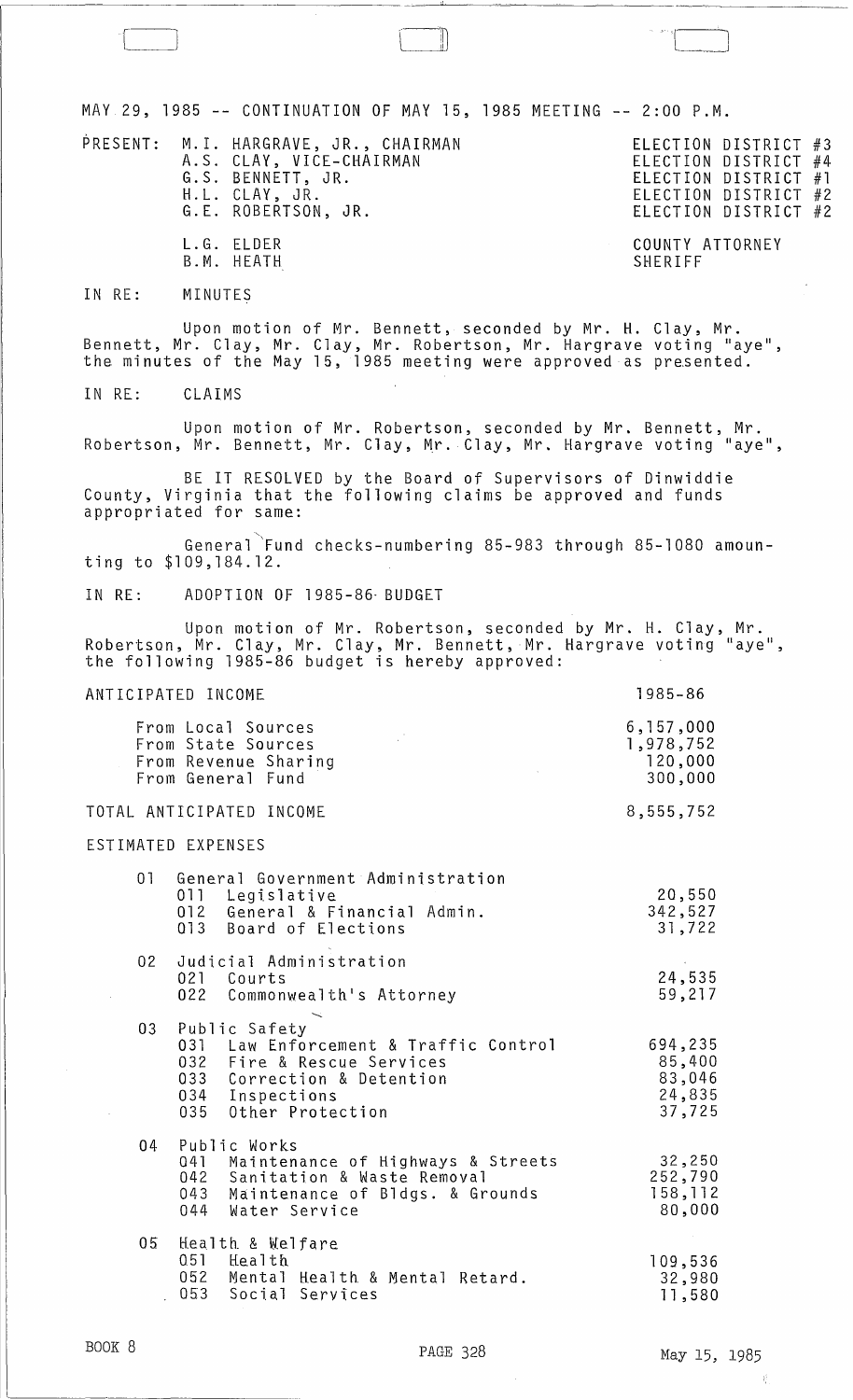MAY 29, 1985 -- CONTINUATION OF MAY 15, 1985 MEETING -- 2:00 P.M.

| | | |
|---|---|---|
| PRESENT: | M.I. HARGRAVE, JR., CHAIRMAN | ELECTION DISTRICT #3 |
| | A.S. CLAY, VICE-CHAIRMAN | ELECTION DISTRICT #4 |
| | G.S. BENNETT, JR. | ELECTION DISTRICT #1 |
| | H.L. CLAY, JR. | ELECTION DISTRICT #2 |
| | G.E. ROBERTSON, JR. | ELECTION DISTRICT #2 |
| | L.G. ELDER | COUNTY ATTORNEY |
| | B.M. HEATH | SHERIFF |

IN RE: MINUTES

Upon motion of Mr. Bennett, seconded by Mr. H. Clay, Mr. Bennett, Mr. Clay, Mr. Clay, Mr. Robertson, Mr. Hargrave voting "aye", the minutes of the May 15, 1985 meeting were approved as presented.

IN RE: CLAIMS

Upon motion of Mr. Robertson, seconded by Mr. Bennett, Mr. Robertson, Mr. Bennett, Mr. Clay, Mr. Clay, Mr. Hargrave voting "aye",

BE IT RESOLVED by the Board of Supervisors of Dinwiddie County, Virginia that the following claims be approved and funds appropriated for same:

General Fund checks-numbering 85-983 through 85-1080 amounting to $109,184.12.

IN RE: ADOPTION OF 1985-86 BUDGET

Upon motion of Mr. Robertson, seconded by Mr. H. Clay, Mr. Robertson, Mr. Clay, Mr. Clay, Mr. Bennett, Mr. Hargrave voting "aye", the following 1985-86 budget is hereby approved:

| ANTICIPATED INCOME | 1985-86 |
|---|---|
| From Local Sources | 6,157,000 |
| From State Sources | 1,978,752 |
| From Revenue Sharing | 120,000 |
| From General Fund | 300,000 |
| TOTAL ANTICIPATED INCOME | 8,555,752 |

ESTIMATED EXPENSES

| | |
|---|---|
| 01 General Government Administration | |
| 011 Legislative | 20,550 |
| 012 General & Financial Admin. | 342,527 |
| 013 Board of Elections | 31,722 |
| 02 Judicial Administration | |
| 021 Courts | 24,535 |
| 022 Commonwealth's Attorney | 59,217 |
| 03 Public Safety | |
| 031 Law Enforcement & Traffic Control | 694,235 |
| 032 Fire & Rescue Services | 85,400 |
| 033 Correction & Detention | 83,046 |
| 034 Inspections | 24,835 |
| 035 Other Protection | 37,725 |
| 04 Public Works | |
| 041 Maintenance of Highways & Streets | 32,250 |
| 042 Sanitation & Waste Removal | 252,790 |
| 043 Maintenance of Bldgs. & Grounds | 158,112 |
| 044 Water Service | 80,000 |
| 05 Health & Welfare | |
| 051 Health | 109,536 |
| 052 Mental Health & Mental Retard. | 32,980 |
| 053 Social Services | 11,580 |

BOOK 8 PAGE 328 May 15, 1985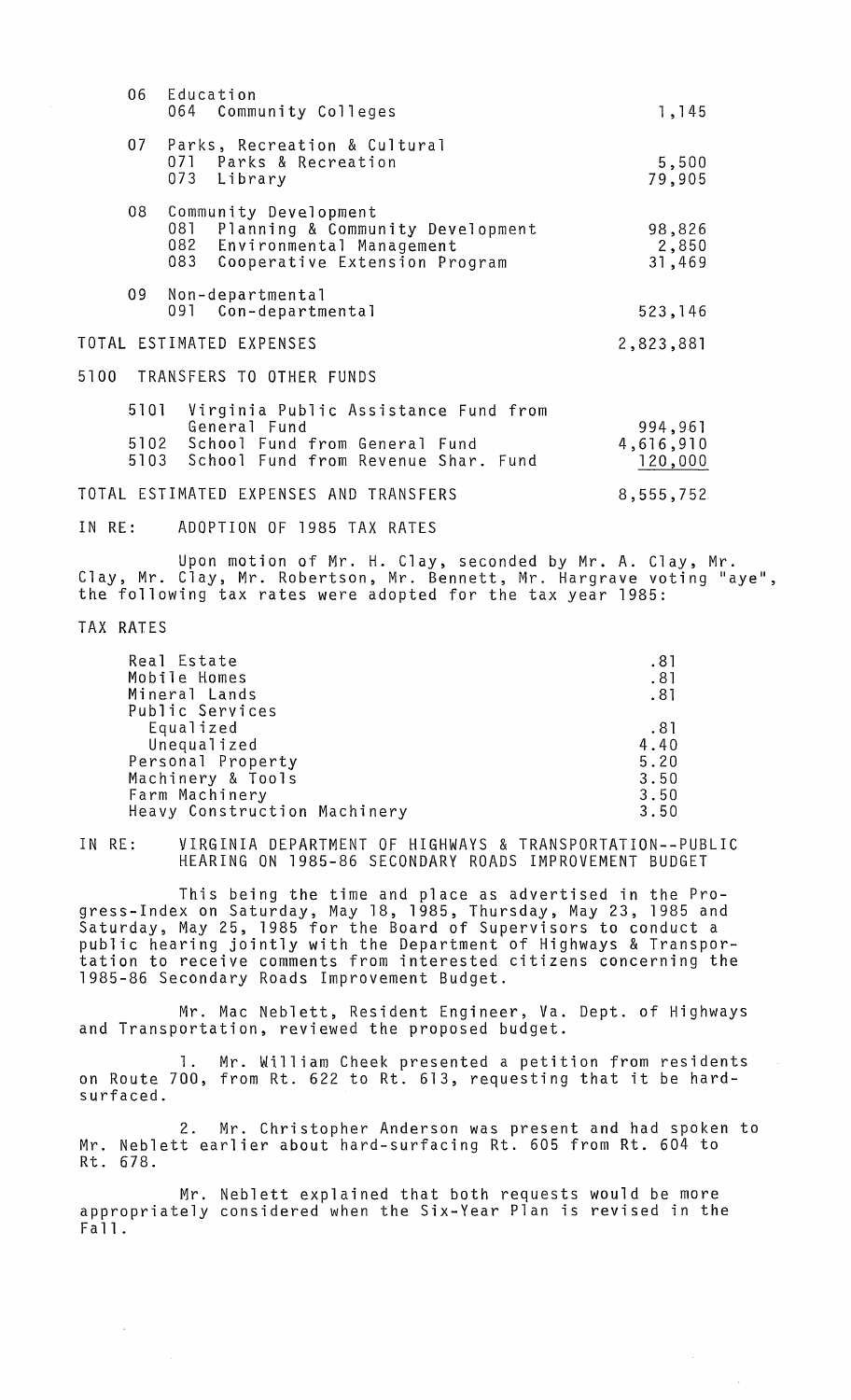| | |
|---|---|
| 06 Education | |
| 064 Community Colleges | 1,145 |
| 07 Parks, Recreation & Cultural | |
| 071 Parks & Recreation | 5,500 |
| 073 Library | 79,905 |
| 08 Community Development | |
| 081 Planning & Community Development | 98,826 |
| 082 Environmental Management | 2,850 |
| 083 Cooperative Extension Program | 31,469 |
| 09 Non-departmental | |
| 091 Con-departmental | 523,146 |
| TOTAL ESTIMATED EXPENSES | 2,823,881 |
| 5100 TRANSFERS TO OTHER FUNDS | |
| 5101 Virginia Public Assistance Fund from General Fund | 994,961 |
| 5102 School Fund from General Fund | 4,616,910 |
| 5103 School Fund from Revenue Shar. Fund | 120,000 |
| TOTAL ESTIMATED EXPENSES AND TRANSFERS | 8,555,752 |

IN RE: ADOPTION OF 1985 TAX RATES

Upon motion of Mr. H. Clay, seconded by Mr. A. Clay, Mr. Clay, Mr. Clay, Mr. Robertson, Mr. Bennett, Mr. Hargrave voting "aye", the following tax rates were adopted for the tax year 1985:

TAX RATES

| | |
|---|---|
| Real Estate | .81 |
| Mobile Homes | .81 |
| Mineral Lands | .81 |
| Public Services | |
| Equalized | .81 |
| Unequalized | 4.40 |
| Personal Property | 5.20 |
| Machinery & Tools | 3.50 |
| Farm Machinery | 3.50 |
| Heavy Construction Machinery | 3.50 |

IN RE: VIRGINIA DEPARTMENT OF HIGHWAYS & TRANSPORTATION--PUBLIC HEARING ON 1985-86 SECONDARY ROADS IMPROVEMENT BUDGET

This being the time and place as advertised in the Progress-Index on Saturday, May 18, 1985, Thursday, May 23, 1985 and Saturday, May 25, 1985 for the Board of Supervisors to conduct a public hearing jointly with the Department of Highways & Transportation to receive comments from interested citizens concerning the 1985-86 Secondary Roads Improvement Budget.

Mr. Mac Neblett, Resident Engineer, Va. Dept. of Highways and Transportation, reviewed the proposed budget.

1. Mr. William Cheek presented a petition from residents on Route 700, from Rt. 622 to Rt. 613, requesting that it be hard-surfaced.

2. Mr. Christopher Anderson was present and had spoken to Mr. Neblett earlier about hard-surfacing Rt. 605 from Rt. 604 to Rt. 678.

Mr. Neblett explained that both requests would be more appropriately considered when the Six-Year Plan is revised in the Fall.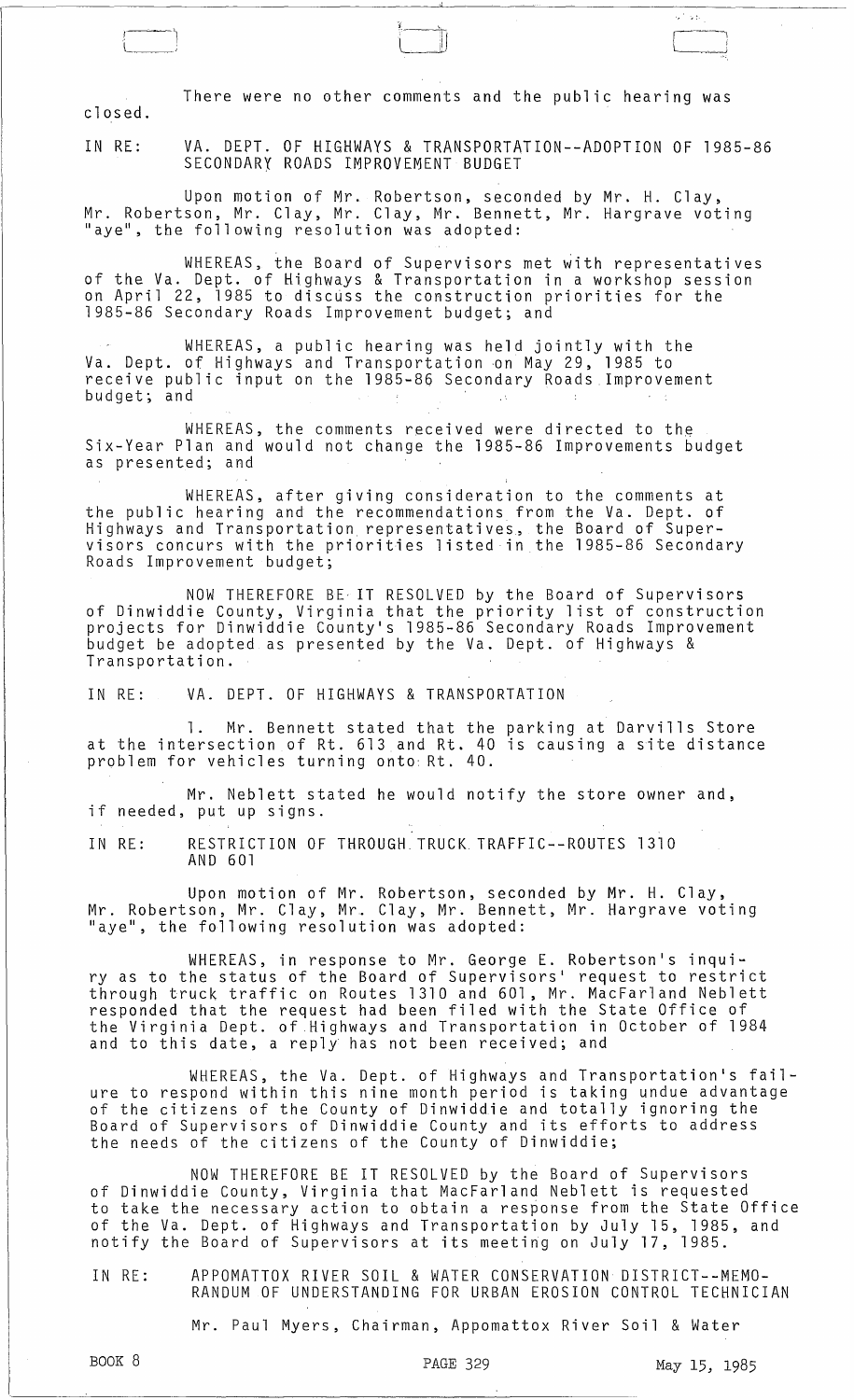There were no other comments and the public hearing was closed.

IN RE: VA. DEPT. OF HIGHWAYS & TRANSPORTATION--ADOPTION OF 1985-86 SECONDARY ROADS IMPROVEMENT BUDGET

Upon motion of Mr. Robertson, seconded by Mr. H. Clay, Mr. Robertson, Mr. Clay, Mr. Clay, Mr. Bennett, Mr. Hargrave voting "aye", the following resolution was adopted:

WHEREAS, the Board of Supervisors met with representatives of the Va. Dept. of Highways & Transportation in a workshop session on April 22, 1985 to discuss the construction priorities for the 1985-86 Secondary Roads Improvement budget; and

WHEREAS, a public hearing was held jointly with the Va. Dept. of Highways and Transportation on May 29, 1985 to receive public input on the 1985-86 Secondary Roads Improvement budget; and

WHEREAS, the comments received were directed to the Six-Year Plan and would not change the 1985-86 Improvements budget as presented; and

WHEREAS, after giving consideration to the comments at the public hearing and the recommendations from the Va. Dept. of Highways and Transportation representatives, the Board of Supervisors concurs with the priorities listed in the 1985-86 Secondary Roads Improvement budget;

NOW THEREFORE BE IT RESOLVED by the Board of Supervisors of Dinwiddie County, Virginia that the priority list of construction projects for Dinwiddie County's 1985-86 Secondary Roads Improvement budget be adopted as presented by the Va. Dept. of Highways & Transportation.

IN RE: VA. DEPT. OF HIGHWAYS & TRANSPORTATION

1. Mr. Bennett stated that the parking at Darvills Store at the intersection of Rt. 613 and Rt. 40 is causing a site distance problem for vehicles turning onto Rt. 40.

Mr. Neblett stated he would notify the store owner and, if needed, put up signs.

IN RE: RESTRICTION OF THROUGH TRUCK TRAFFIC--ROUTES 1310 AND 601

Upon motion of Mr. Robertson, seconded by Mr. H. Clay, Mr. Robertson, Mr. Clay, Mr. Clay, Mr. Bennett, Mr. Hargrave voting "aye", the following resolution was adopted:

WHEREAS, in response to Mr. George E. Robertson's inquiry as to the status of the Board of Supervisors' request to restrict through truck traffic on Routes 1310 and 601, Mr. MacFarland Neblett responded that the request had been filed with the State Office of the Virginia Dept. of Highways and Transportation in October of 1984 and to this date, a reply has not been received; and

WHEREAS, the Va. Dept. of Highways and Transportation's failure to respond within this nine month period is taking undue advantage of the citizens of the County of Dinwiddie and totally ignoring the Board of Supervisors of Dinwiddie County and its efforts to address the needs of the citizens of the County of Dinwiddie;

NOW THEREFORE BE IT RESOLVED by the Board of Supervisors of Dinwiddie County, Virginia that MacFarland Neblett is requested to take the necessary action to obtain a response from the State Office of the Va. Dept. of Highways and Transportation by July 15, 1985, and notify the Board of Supervisors at its meeting on July 17, 1985.

IN RE: APPOMATTOX RIVER SOIL & WATER CONSERVATION DISTRICT--MEMORANDUM OF UNDERSTANDING FOR URBAN EROSION CONTROL TECHNICIAN

Mr. Paul Myers, Chairman, Appomattox River Soil & Water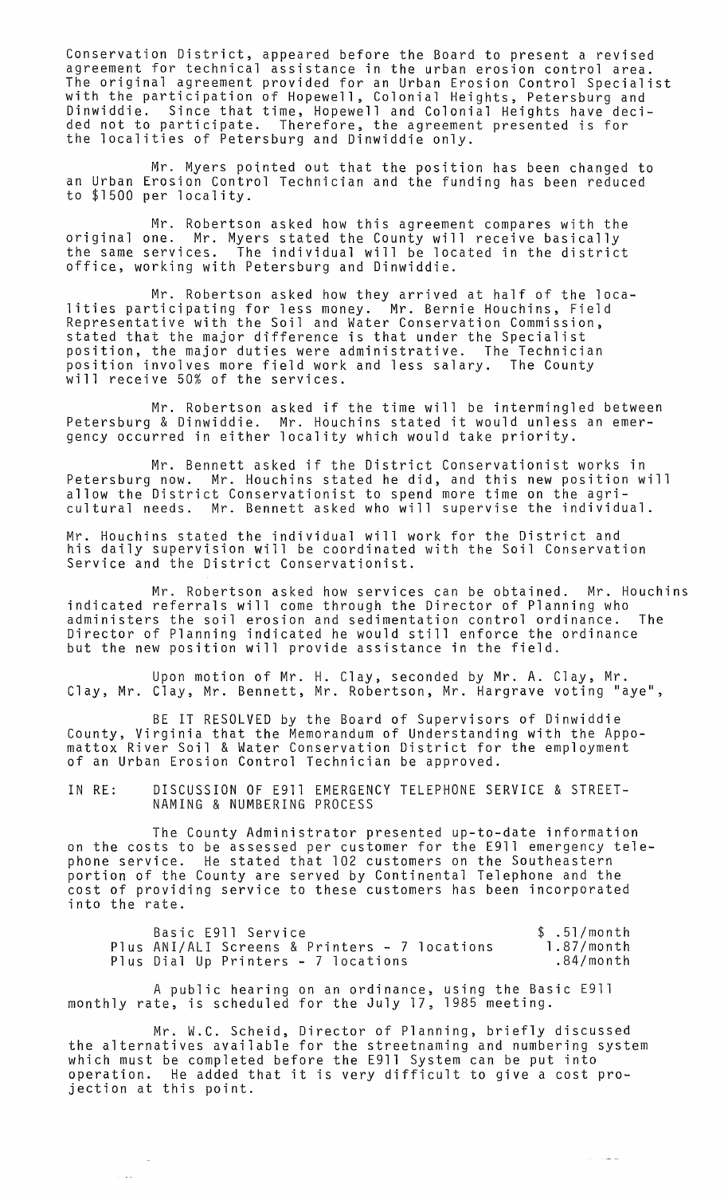Conservation District, appeared before the Board to present a revised agreement for technical assistance in the urban erosion control area. The original agreement provided for an Urban Erosion Control Specialist with the participation of Hopewell, Colonial Heights, Petersburg and Dinwiddie. Since that time, Hopewell and Colonial Heights have decided not to participate. Therefore, the agreement presented is for the localities of Petersburg and Dinwiddie only.

Mr. Myers pointed out that the position has been changed to an Urban Erosion Control Technician and the funding has been reduced to $1500 per locality.

Mr. Robertson asked how this agreement compares with the original one. Mr. Myers stated the County will receive basically the same services. The individual will be located in the district office, working with Petersburg and Dinwiddie.

Mr. Robertson asked how they arrived at half of the localities participating for less money. Mr. Bernie Houchins, Field Representative with the Soil and Water Conservation Commission, stated that the major difference is that under the Specialist position, the major duties were administrative. The Technician position involves more field work and less salary. The County will receive 50% of the services.

Mr. Robertson asked if the time will be intermingled between Petersburg & Dinwiddie. Mr. Houchins stated it would unless an emergency occurred in either locality which would take priority.

Mr. Bennett asked if the District Conservationist works in Petersburg now. Mr. Houchins stated he did, and this new position will allow the District Conservationist to spend more time on the agricultural needs. Mr. Bennett asked who will supervise the individual.

Mr. Houchins stated the individual will work for the District and his daily supervision will be coordinated with the Soil Conservation Service and the District Conservationist.

Mr. Robertson asked how services can be obtained. Mr. Houchins indicated referrals will come through the Director of Planning who administers the soil erosion and sedimentation control ordinance. The Director of Planning indicated he would still enforce the ordinance but the new position will provide assistance in the field.

Upon motion of Mr. H. Clay, seconded by Mr. A. Clay, Mr. Clay, Mr. Clay, Mr. Bennett, Mr. Robertson, Mr. Hargrave voting "aye",

BE IT RESOLVED by the Board of Supervisors of Dinwiddie County, Virginia that the Memorandum of Understanding with the Appomattox River Soil & Water Conservation District for the employment of an Urban Erosion Control Technician be approved.

IN RE: DISCUSSION OF E911 EMERGENCY TELEPHONE SERVICE & STREET-NAMING & NUMBERING PROCESS

The County Administrator presented up-to-date information on the costs to be assessed per customer for the E911 emergency telephone service. He stated that 102 customers on the Southeastern portion of the County are served by Continental Telephone and the cost of providing service to these customers has been incorporated into the rate.

| | |
|---|---|
| Basic E911 Service | $ .51/month |
| Plus ANI/ALI Screens & Printers - 7 locations | 1.87/month |
| Plus Dial Up Printers - 7 locations | .84/month |

A public hearing on an ordinance, using the Basic E911 monthly rate, is scheduled for the July 17, 1985 meeting.

Mr. W.C. Scheid, Director of Planning, briefly discussed the alternatives available for the streetnaming and numbering system which must be completed before the E911 System can be put into operation. He added that it is very difficult to give a cost projection at this point.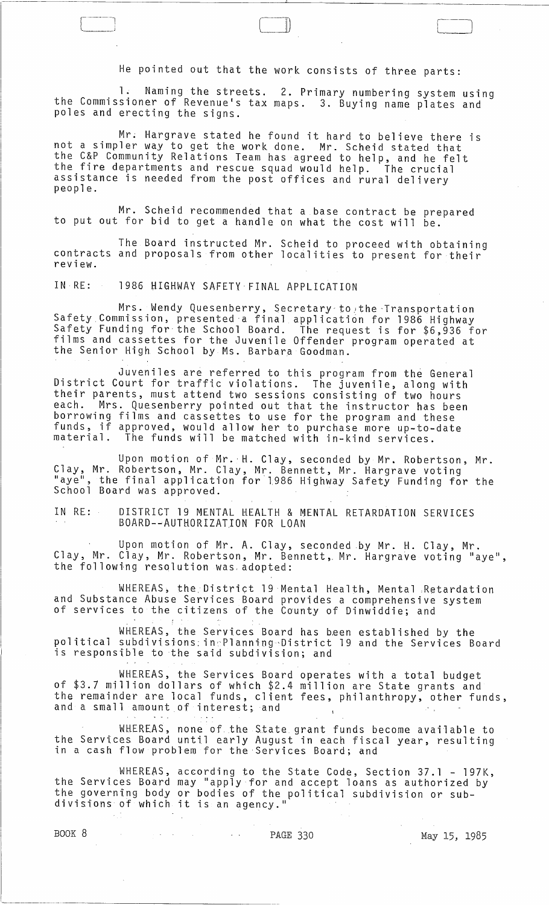He pointed out that the work consists of three parts:

1. Naming the streets. 2. Primary numbering system using the Commissioner of Revenue's tax maps. 3. Buying name plates and poles and erecting the signs.

Mr. Hargrave stated he found it hard to believe there is not a simpler way to get the work done. Mr. Scheid stated that the C&P Community Relations Team has agreed to help, and he felt the fire departments and rescue squad would help. The crucial assistance is needed from the post offices and rural delivery people.

Mr. Scheid recommended that a base contract be prepared to put out for bid to get a handle on what the cost will be.

The Board instructed Mr. Scheid to proceed with obtaining contracts and proposals from other localities to present for their review.

IN RE: 1986 HIGHWAY SAFETY FINAL APPLICATION

Mrs. Wendy Quesenberry, Secretary to the Transportation Safety Commission, presented a final application for 1986 Highway Safety Funding for the School Board. The request is for $6,936 for films and cassettes for the Juvenile Offender program operated at the Senior High School by Ms. Barbara Goodman.

Juveniles are referred to this program from the General District Court for traffic violations. The juvenile, along with their parents, must attend two sessions consisting of two hours each. Mrs. Quesenberry pointed out that the instructor has been borrowing films and cassettes to use for the program and these funds, if approved, would allow her to purchase more up-to-date material. The funds will be matched with in-kind services.

Upon motion of Mr. H. Clay, seconded by Mr. Robertson, Mr. Clay, Mr. Robertson, Mr. Clay, Mr. Bennett, Mr. Hargrave voting "aye", the final application for 1986 Highway Safety Funding for the School Board was approved.

IN RE: DISTRICT 19 MENTAL HEALTH & MENTAL RETARDATION SERVICES BOARD--AUTHORIZATION FOR LOAN

Upon motion of Mr. A. Clay, seconded by Mr. H. Clay, Mr. Clay, Mr. Clay, Mr. Robertson, Mr. Bennett, Mr. Hargrave voting "aye", the following resolution was adopted:

WHEREAS, the District 19 Mental Health, Mental Retardation and Substance Abuse Services Board provides a comprehensive system of services to the citizens of the County of Dinwiddie; and

WHEREAS, the Services Board has been established by the political subdivisions in Planning District 19 and the Services Board is responsible to the said subdivision; and

WHEREAS, the Services Board operates with a total budget of $3.7 million dollars of which $2.4 million are State grants and the remainder are local funds, client fees, philanthropy, other funds, and a small amount of interest; and

WHEREAS, none of the State grant funds become available to the Services Board until early August in each fiscal year, resulting in a cash flow problem for the Services Board; and

WHEREAS, according to the State Code, Section 37.1 - 197K, the Services Board may "apply for and accept loans as authorized by the governing body or bodies of the political subdivision or subdivisions of which it is an agency."

BOOK 8 PAGE 330 May 15, 1985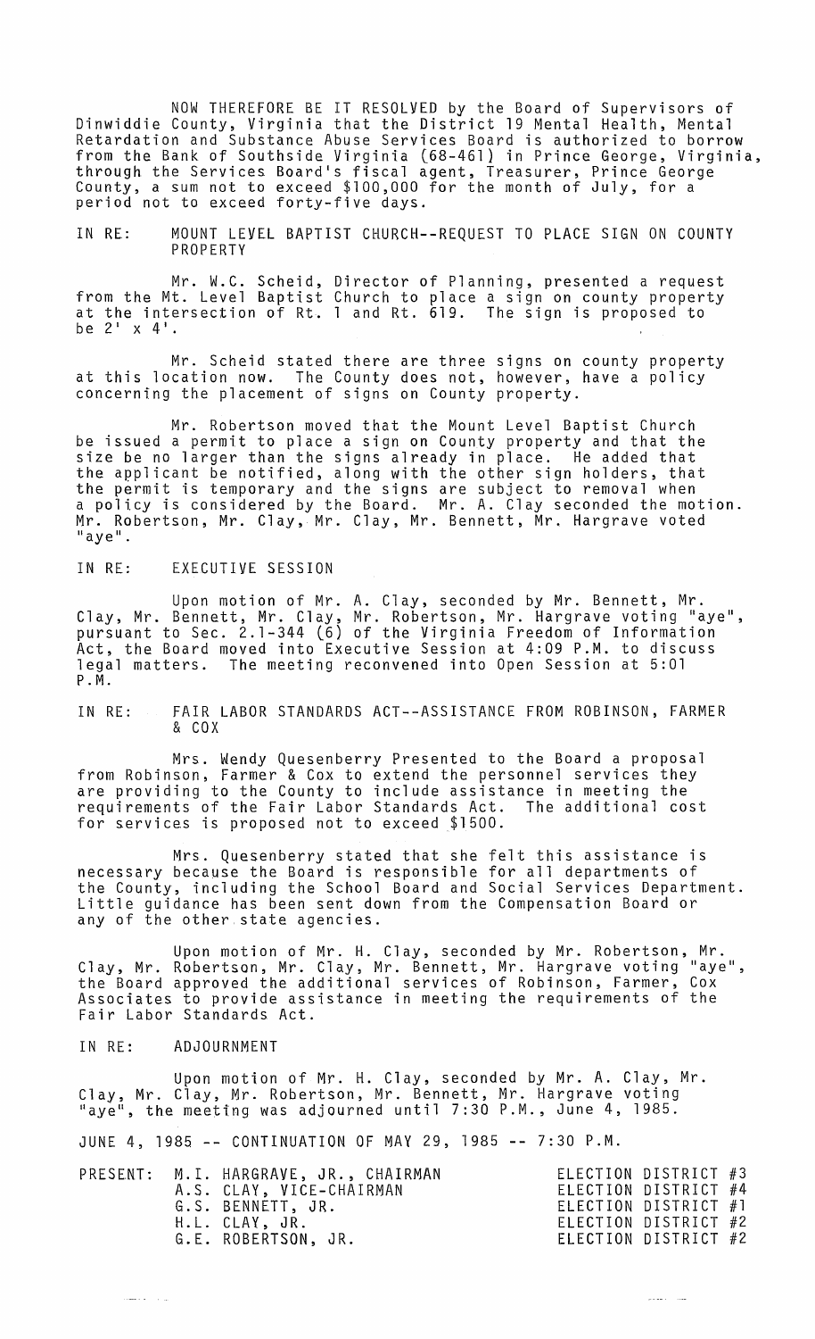NOW THEREFORE BE IT RESOLVED by the Board of Supervisors of Dinwiddie County, Virginia that the District 19 Mental Health, Mental Retardation and Substance Abuse Services Board is authorized to borrow from the Bank of Southside Virginia (68-461) in Prince George, Virginia, through the Services Board's fiscal agent, Treasurer, Prince George County, a sum not to exceed $100,000 for the month of July, for a period not to exceed forty-five days.

IN RE: MOUNT LEVEL BAPTIST CHURCH--REQUEST TO PLACE SIGN ON COUNTY PROPERTY

Mr. W.C. Scheid, Director of Planning, presented a request from the Mt. Level Baptist Church to place a sign on county property at the intersection of Rt. 1 and Rt. 619. The sign is proposed to be 2' x 4'.

Mr. Scheid stated there are three signs on county property at this location now. The County does not, however, have a policy concerning the placement of signs on County property.

Mr. Robertson moved that the Mount Level Baptist Church be issued a permit to place a sign on County property and that the size be no larger than the signs already in place. He added that the applicant be notified, along with the other sign holders, that the permit is temporary and the signs are subject to removal when a policy is considered by the Board. Mr. A. Clay seconded the motion. Mr. Robertson, Mr. Clay, Mr. Clay, Mr. Bennett, Mr. Hargrave voted "aye".

IN RE: EXECUTIVE SESSION

Upon motion of Mr. A. Clay, seconded by Mr. Bennett, Mr. Clay, Mr. Bennett, Mr. Clay, Mr. Robertson, Mr. Hargrave voting "aye", pursuant to Sec. 2.1-344 (6) of the Virginia Freedom of Information Act, the Board moved into Executive Session at 4:09 P.M. to discuss legal matters. The meeting reconvened into Open Session at 5:01 P.M.

IN RE: FAIR LABOR STANDARDS ACT--ASSISTANCE FROM ROBINSON, FARMER & COX

Mrs. Wendy Quesenberry Presented to the Board a proposal from Robinson, Farmer & Cox to extend the personnel services they are providing to the County to include assistance in meeting the requirements of the Fair Labor Standards Act. The additional cost for services is proposed not to exceed $1500.

Mrs. Quesenberry stated that she felt this assistance is necessary because the Board is responsible for all departments of the County, including the School Board and Social Services Department. Little guidance has been sent down from the Compensation Board or any of the other state agencies.

Upon motion of Mr. H. Clay, seconded by Mr. Robertson, Mr. Clay, Mr. Robertson, Mr. Clay, Mr. Bennett, Mr. Hargrave voting "aye", the Board approved the additional services of Robinson, Farmer, Cox Associates to provide assistance in meeting the requirements of the Fair Labor Standards Act.

IN RE: ADJOURNMENT

Upon motion of Mr. H. Clay, seconded by Mr. A. Clay, Mr. Clay, Mr. Clay, Mr. Robertson, Mr. Bennett, Mr. Hargrave voting "aye", the meeting was adjourned until 7:30 P.M., June 4, 1985.

JUNE 4, 1985 -- CONTINUATION OF MAY 29, 1985 -- 7:30 P.M.

| | | |
|---|---|---|
| PRESENT: | M.I. HARGRAVE, JR., CHAIRMAN | ELECTION DISTRICT #3 |
| | A.S. CLAY, VICE-CHAIRMAN | ELECTION DISTRICT #4 |
| | G.S. BENNETT, JR. | ELECTION DISTRICT #1 |
| | H.L. CLAY, JR. | ELECTION DISTRICT #2 |
| | G.E. ROBERTSON, JR. | ELECTION DISTRICT #2 |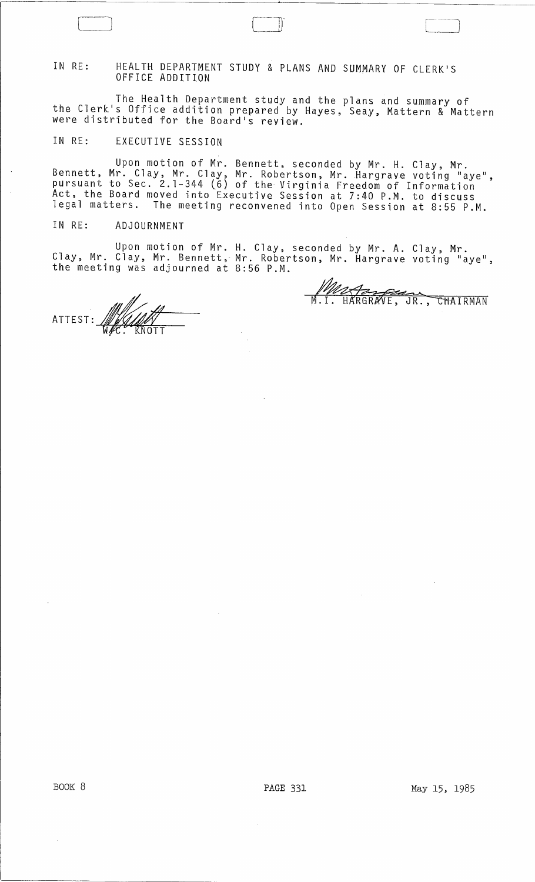IN RE: HEALTH DEPARTMENT STUDY & PLANS AND SUMMARY OF CLERK'S OFFICE ADDITION

The Health Department study and the plans and summary of the Clerk's Office addition prepared by Hayes, Seay, Mattern & Mattern were distributed for the Board's review.

IN RE: EXECUTIVE SESSION

Upon motion of Mr. Bennett, seconded by Mr. H. Clay, Mr. Bennett, Mr. Clay, Mr. Clay, Mr. Robertson, Mr. Hargrave voting "aye", pursuant to Sec. 2.1-344 (6) of the Virginia Freedom of Information Act, the Board moved into Executive Session at 7:40 P.M. to discuss legal matters. The meeting reconvened into Open Session at 8:55 P.M.

IN RE: ADJOURNMENT

Upon motion of Mr. H. Clay, seconded by Mr. A. Clay, Mr. Clay, Mr. Clay, Mr. Bennett, Mr. Robertson, Mr. Hargrave voting "aye", the meeting was adjourned at 8:56 P.M.

M.I. HARGRAVE, JR., CHAIRMAN

ATTEST: W.C. KNOTT

BOOK 8 PAGE 331 May 15, 1985